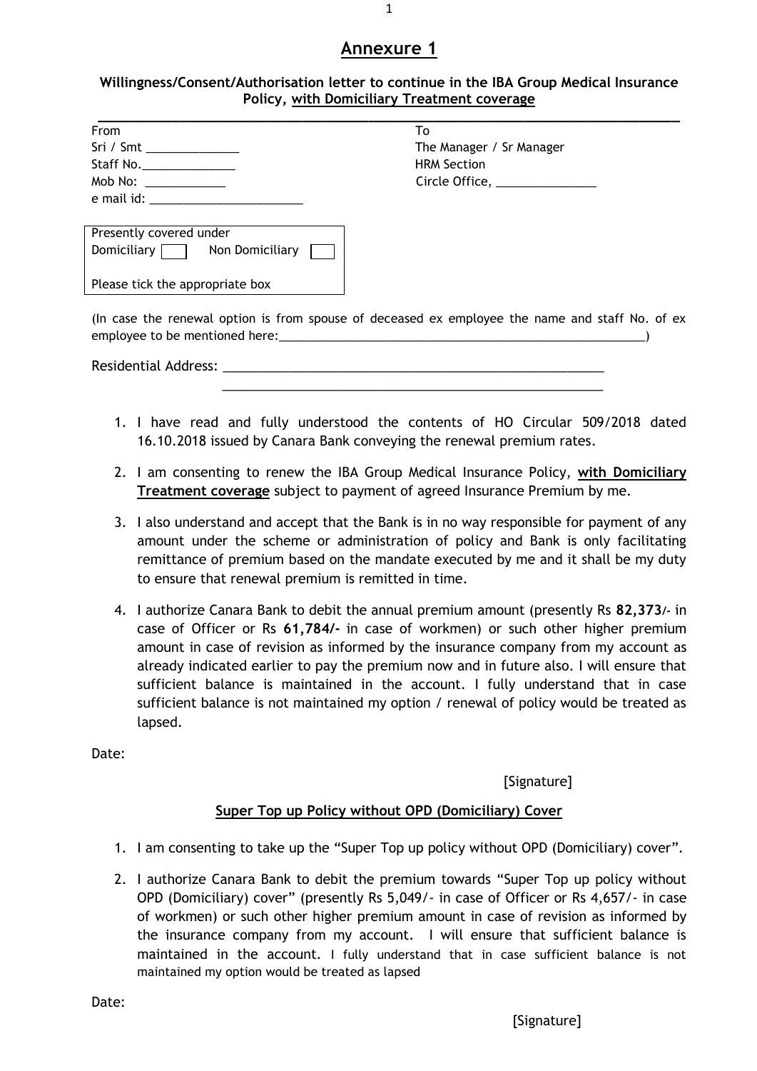# Annexure 1

### Willingness/Consent/Authorisation letter to continue in the IBA Group Medical Insurance Policy, with Domiciliary Treatment coverage

| From | To |
|---|---|
| Sri / Smt ______________ | The Manager / Sr Manager |
| Staff No.______________ | HRM Section |
| Mob No: ____________ | Circle Office, _______________ |
| e mail id: _______________________ | |

Presently covered under
Domiciliary ☐ Non Domiciliary ☐

Please tick the appropriate box

(In case the renewal option is from spouse of deceased ex employee the name and staff No. of ex employee to be mentioned here:_________________________________________________________)

Residential Address: _______________________________________________________
_______________________________________________________

1. I have read and fully understood the contents of HO Circular 509/2018 dated 16.10.2018 issued by Canara Bank conveying the renewal premium rates.
2. I am consenting to renew the IBA Group Medical Insurance Policy, **with Domiciliary Treatment coverage** subject to payment of agreed Insurance Premium by me.
3. I also understand and accept that the Bank is in no way responsible for payment of any amount under the scheme or administration of policy and Bank is only facilitating remittance of premium based on the mandate executed by me and it shall be my duty to ensure that renewal premium is remitted in time.
4. I authorize Canara Bank to debit the annual premium amount (presently Rs **82,373/-** in case of Officer or Rs **61,784/-** in case of workmen) or such other higher premium amount in case of revision as informed by the insurance company from my account as already indicated earlier to pay the premium now and in future also. I will ensure that sufficient balance is maintained in the account. I fully understand that in case sufficient balance is not maintained my option / renewal of policy would be treated as lapsed.

Date:

[Signature]

### Super Top up Policy without OPD (Domiciliary) Cover

1. I am consenting to take up the "Super Top up policy without OPD (Domiciliary) cover".
2. I authorize Canara Bank to debit the premium towards "Super Top up policy without OPD (Domiciliary) cover" (presently Rs 5,049/- in case of Officer or Rs 4,657/- in case of workmen) or such other higher premium amount in case of revision as informed by the insurance company from my account. I will ensure that sufficient balance is maintained in the account. I fully understand that in case sufficient balance is not maintained my option would be treated as lapsed

Date:

[Signature]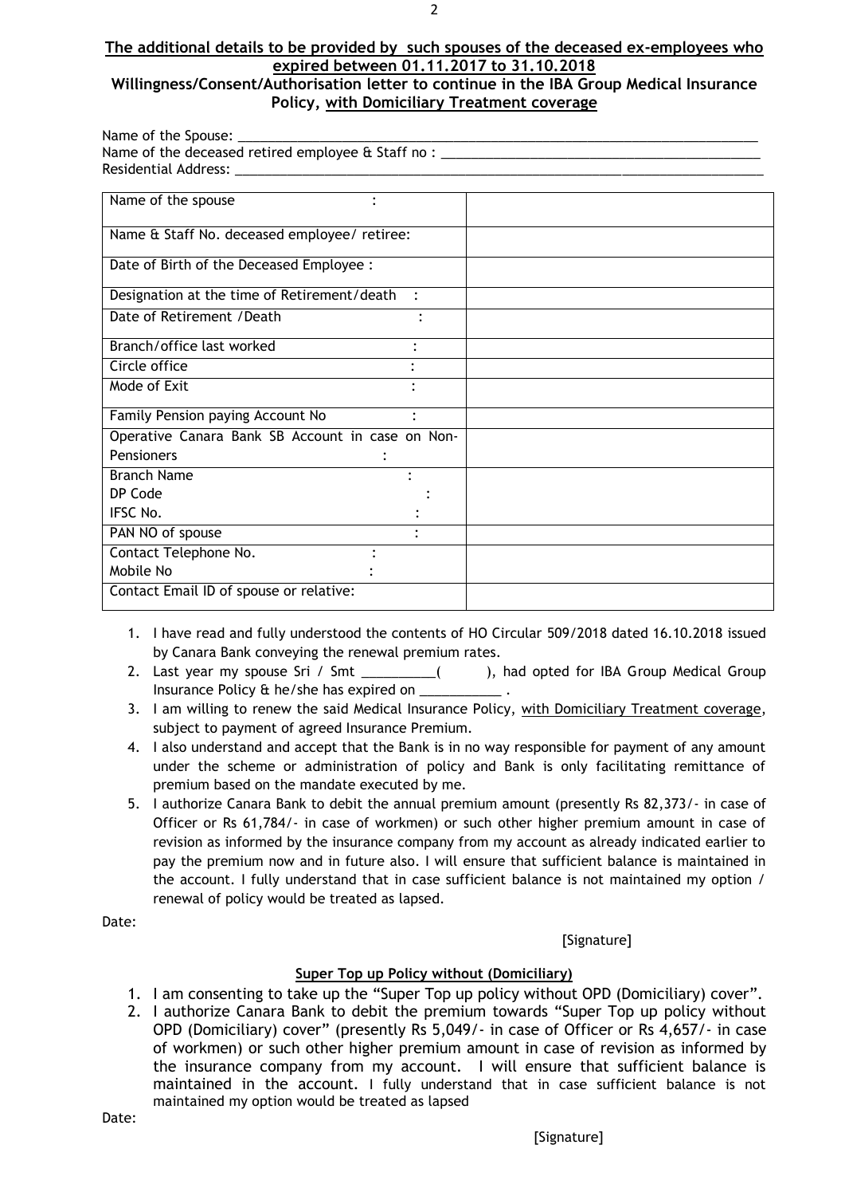**The additional details to be provided by such spouses of the deceased ex-employees who expired between 01.11.2017 to 31.10.2018**

**Willingness/Consent/Authorisation letter to continue in the IBA Group Medical Insurance Policy, with Domiciliary Treatment coverage**

Name of the Spouse: ___________________________________________________________________________
Name of the deceased retired employee & Staff no : ___________________________________________
Residential Address: __________________________________________________________________________

| | |
|---|---|
| Name of the spouse : | |
| Name & Staff No. deceased employee/ retiree: | |
| Date of Birth of the Deceased Employee : | |
| Designation at the time of Retirement/death : | |
| Date of Retirement /Death : | |
| Branch/office last worked : | |
| Circle office : | |
| Mode of Exit : | |
| Family Pension paying Account No : | |
| Operative Canara Bank SB Account in case on Non-Pensioners : | |
| Branch Name :<br>DP Code :<br>IFSC No. : | |
| PAN NO of spouse : | |
| Contact Telephone No. :<br>Mobile No : | |
| Contact Email ID of spouse or relative: | |

1. I have read and fully understood the contents of HO Circular 509/2018 dated 16.10.2018 issued by Canara Bank conveying the renewal premium rates.
2. Last year my spouse Sri / Smt __________( ), had opted for IBA Group Medical Group Insurance Policy & he/she has expired on ___________ .
3. I am willing to renew the said Medical Insurance Policy, with Domiciliary Treatment coverage, subject to payment of agreed Insurance Premium.
4. I also understand and accept that the Bank is in no way responsible for payment of any amount under the scheme or administration of policy and Bank is only facilitating remittance of premium based on the mandate executed by me.
5. I authorize Canara Bank to debit the annual premium amount (presently Rs 82,373/- in case of Officer or Rs 61,784/- in case of workmen) or such other higher premium amount in case of revision as informed by the insurance company from my account as already indicated earlier to pay the premium now and in future also. I will ensure that sufficient balance is maintained in the account. I fully understand that in case sufficient balance is not maintained my option / renewal of policy would be treated as lapsed.

Date:

[Signature]

**Super Top up Policy without (Domiciliary)**

1. I am consenting to take up the "Super Top up policy without OPD (Domiciliary) cover".
2. I authorize Canara Bank to debit the premium towards "Super Top up policy without OPD (Domiciliary) cover" (presently Rs 5,049/- in case of Officer or Rs 4,657/- in case of workmen) or such other higher premium amount in case of revision as informed by the insurance company from my account. I will ensure that sufficient balance is maintained in the account. I fully understand that in case sufficient balance is not maintained my option would be treated as lapsed

Date:

[Signature]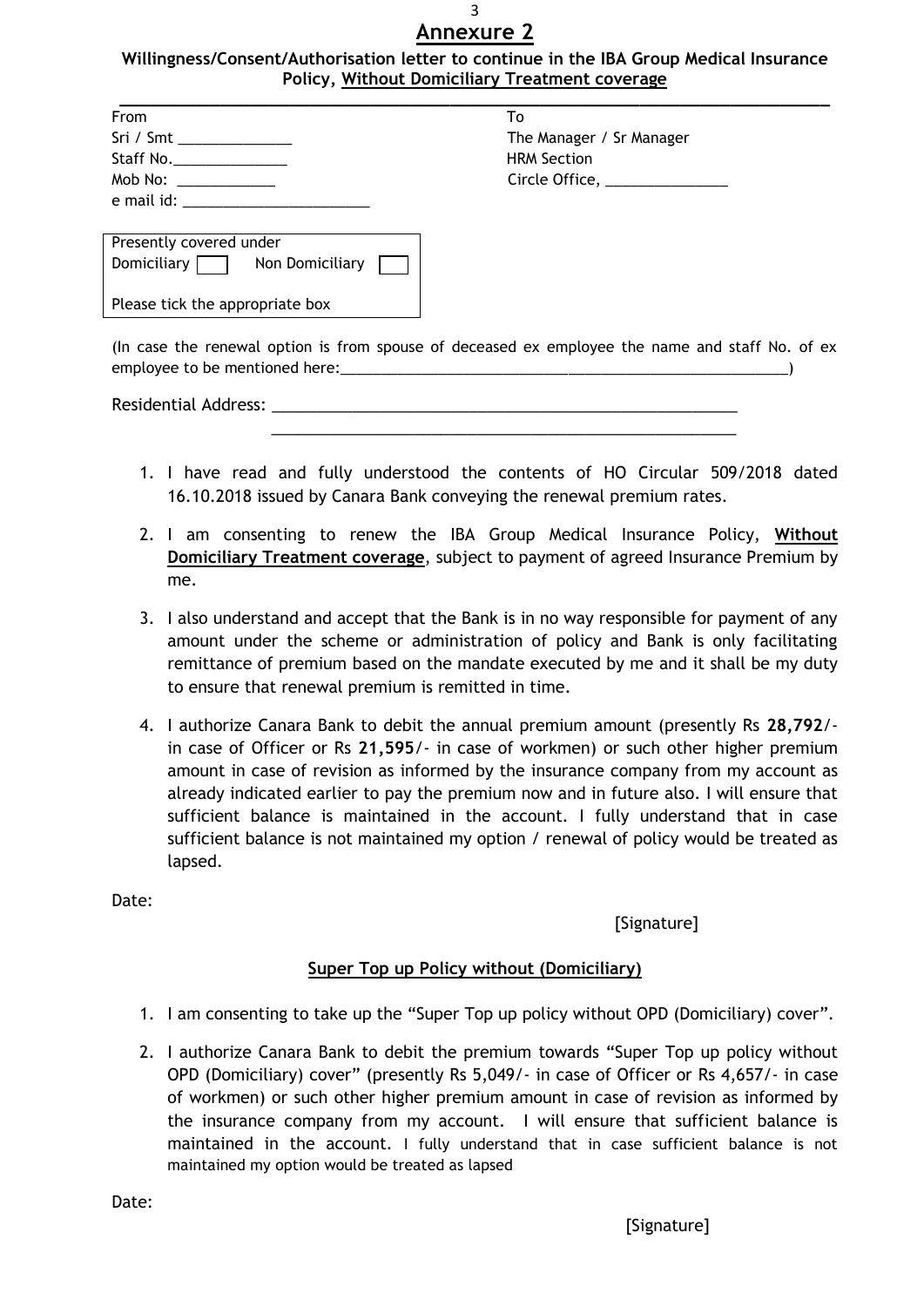# Annexure 2

### Willingness/Consent/Authorisation letter to continue in the IBA Group Medical Insurance Policy, <u>Without Domiciliary Treatment coverage</u>

From
Sri / Smt ______________
Staff No.______________
Mob No: ____________
e mail id: _______________________

To
The Manager / Sr Manager
HRM Section
Circle Office, _______________

Presently covered under
Domiciliary ☐ Non Domiciliary ☐

Please tick the appropriate box

(In case the renewal option is from spouse of deceased ex employee the name and staff No. of ex employee to be mentioned here:________________________________________________________)

Residential Address: ______________________________________________________
______________________________________________________

1. I have read and fully understood the contents of HO Circular 509/2018 dated 16.10.2018 issued by Canara Bank conveying the renewal premium rates.
2. I am consenting to renew the IBA Group Medical Insurance Policy, **<u>Without Domiciliary Treatment coverage</u>**, subject to payment of agreed Insurance Premium by me.
3. I also understand and accept that the Bank is in no way responsible for payment of any amount under the scheme or administration of policy and Bank is only facilitating remittance of premium based on the mandate executed by me and it shall be my duty to ensure that renewal premium is remitted in time.
4. I authorize Canara Bank to debit the annual premium amount (presently Rs **28,792**/- in case of Officer or Rs **21,595**/- in case of workmen) or such other higher premium amount in case of revision as informed by the insurance company from my account as already indicated earlier to pay the premium now and in future also. I will ensure that sufficient balance is maintained in the account. I fully understand that in case sufficient balance is not maintained my option / renewal of policy would be treated as lapsed.

Date:

[Signature]

### <u>Super Top up Policy without (Domiciliary)</u>

1. I am consenting to take up the "Super Top up policy without OPD (Domiciliary) cover".
2. I authorize Canara Bank to debit the premium towards "Super Top up policy without OPD (Domiciliary) cover" (presently Rs 5,049/- in case of Officer or Rs 4,657/- in case of workmen) or such other higher premium amount in case of revision as informed by the insurance company from my account. I will ensure that sufficient balance is maintained in the account. I fully understand that in case sufficient balance is not maintained my option would be treated as lapsed

Date:

[Signature]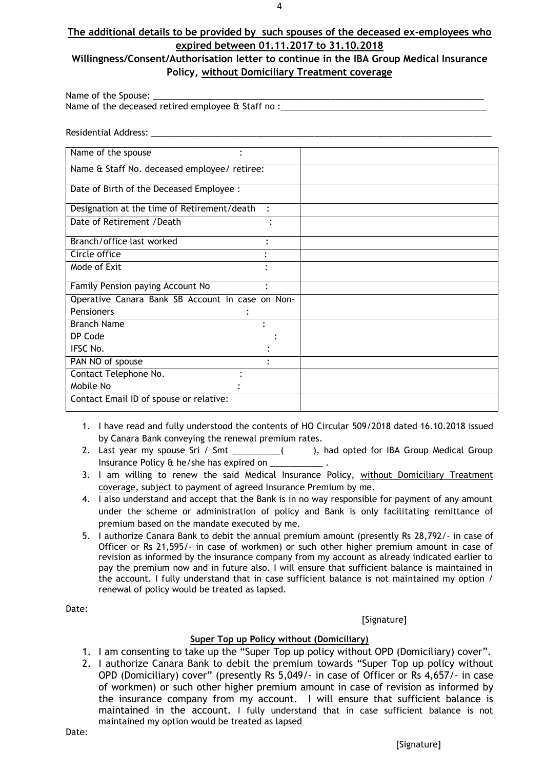**The additional details to be provided by such spouses of the deceased ex-employees who expired between 01.11.2017 to 31.10.2018**

**Willingness/Consent/Authorisation letter to continue in the IBA Group Medical Insurance Policy, without Domiciliary Treatment coverage**

Name of the Spouse: ______________________________________________________________________

Name of the deceased retired employee & Staff no :__________________________________________

Residential Address: _______________________________________________________________________

| | |
|---|---|
| Name of the spouse : | |
| Name & Staff No. deceased employee/ retiree: | |
| Date of Birth of the Deceased Employee : | |
| Designation at the time of Retirement/death : | |
| Date of Retirement /Death : | |
| Branch/office last worked : | |
| Circle office : | |
| Mode of Exit : | |
| Family Pension paying Account No : | |
| Operative Canara Bank SB Account in case on Non-Pensioners : | |
| Branch Name :<br>DP Code :<br>IFSC No. : | |
| PAN NO of spouse : | |
| Contact Telephone No. :<br>Mobile No : | |
| Contact Email ID of spouse or relative: | |

1. I have read and fully understood the contents of HO Circular 509/2018 dated 16.10.2018 issued by Canara Bank conveying the renewal premium rates.
2. Last year my spouse Sri / Smt __________(        ), had opted for IBA Group Medical Group Insurance Policy & he/she has expired on ___________ .
3. I am willing to renew the said Medical Insurance Policy, without Domiciliary Treatment coverage, subject to payment of agreed Insurance Premium by me.
4. I also understand and accept that the Bank is in no way responsible for payment of any amount under the scheme or administration of policy and Bank is only facilitating remittance of premium based on the mandate executed by me.
5. I authorize Canara Bank to debit the annual premium amount (presently Rs 28,792/- in case of Officer or Rs 21,595/- in case of workmen) or such other higher premium amount in case of revision as informed by the insurance company from my account as already indicated earlier to pay the premium now and in future also. I will ensure that sufficient balance is maintained in the account. I fully understand that in case sufficient balance is not maintained my option / renewal of policy would be treated as lapsed.

Date:

[Signature]

**Super Top up Policy without (Domiciliary)**

1. I am consenting to take up the "Super Top up policy without OPD (Domiciliary) cover".
2. I authorize Canara Bank to debit the premium towards "Super Top up policy without OPD (Domiciliary) cover" (presently Rs 5,049/- in case of Officer or Rs 4,657/- in case of workmen) or such other higher premium amount in case of revision as informed by the insurance company from my account. I will ensure that sufficient balance is maintained in the account. I fully understand that in case sufficient balance is not maintained my option would be treated as lapsed

Date:

[Signature]